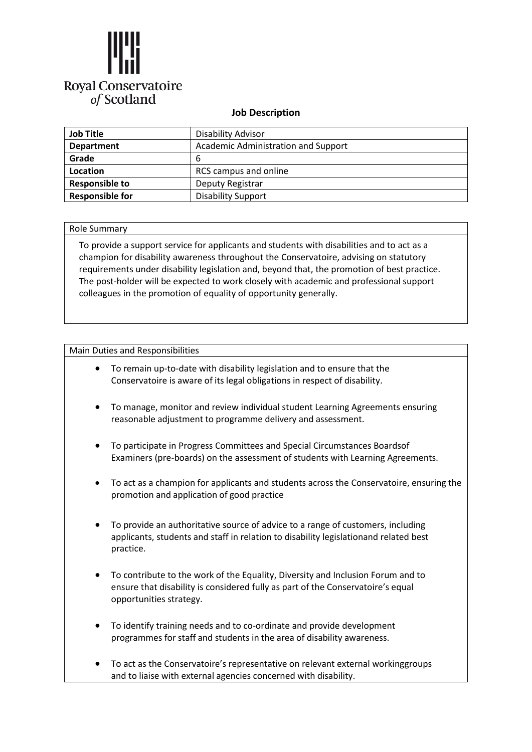Royal Conservatoire of Scotland

## Job Description

| Job Title | Disability Advisor |
|---|---|
| **Department** | Academic Administration and Support |
| **Grade** | 6 |
| **Location** | RCS campus and online |
| **Responsible to** | Deputy Registrar |
| **Responsible for** | Disability Support |

### Role Summary

To provide a support service for applicants and students with disabilities and to act as a champion for disability awareness throughout the Conservatoire, advising on statutory requirements under disability legislation and, beyond that, the promotion of best practice. The post-holder will be expected to work closely with academic and professional support colleagues in the promotion of equality of opportunity generally.

### Main Duties and Responsibilities

- To remain up-to-date with disability legislation and to ensure that the Conservatoire is aware of its legal obligations in respect of disability.
- To manage, monitor and review individual student Learning Agreements ensuring reasonable adjustment to programme delivery and assessment.
- To participate in Progress Committees and Special Circumstances Boardsof Examiners (pre-boards) on the assessment of students with Learning Agreements.
- To act as a champion for applicants and students across the Conservatoire, ensuring the promotion and application of good practice
- To provide an authoritative source of advice to a range of customers, including applicants, students and staff in relation to disability legislationand related best practice.
- To contribute to the work of the Equality, Diversity and Inclusion Forum and to ensure that disability is considered fully as part of the Conservatoire's equal opportunities strategy.
- To identify training needs and to co-ordinate and provide development programmes for staff and students in the area of disability awareness.
- To act as the Conservatoire's representative on relevant external workinggroups and to liaise with external agencies concerned with disability.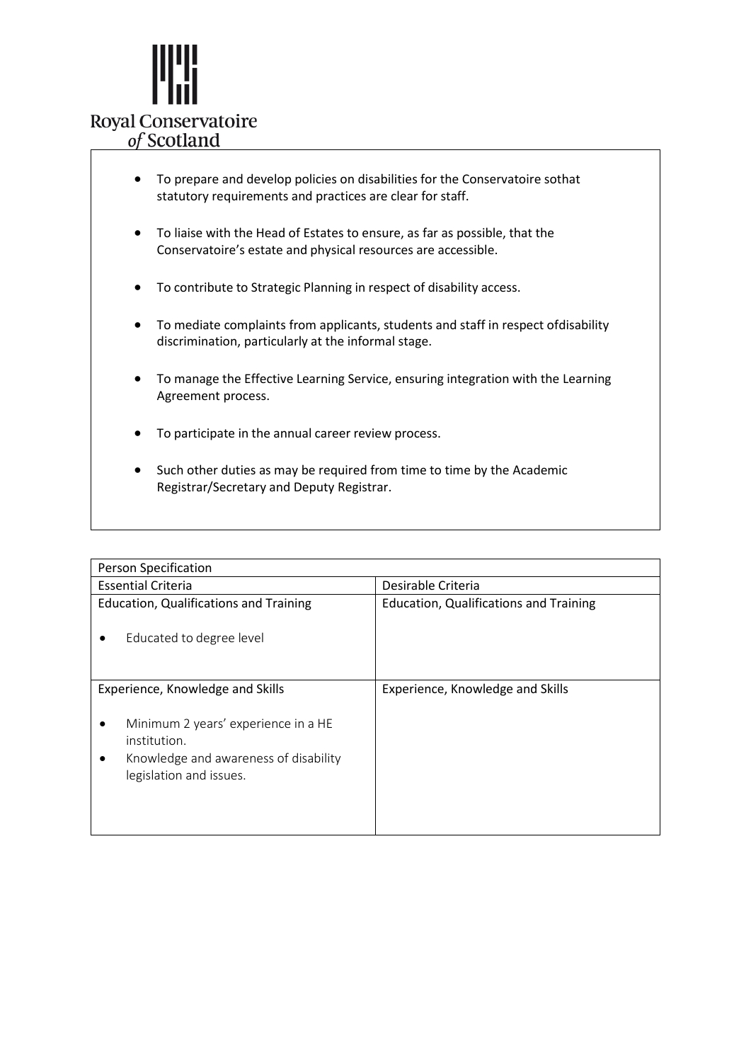- To prepare and develop policies on disabilities for the Conservatoire sothat statutory requirements and practices are clear for staff.
- To liaise with the Head of Estates to ensure, as far as possible, that the Conservatoire's estate and physical resources are accessible.
- To contribute to Strategic Planning in respect of disability access.
- To mediate complaints from applicants, students and staff in respect ofdisability discrimination, particularly at the informal stage.
- To manage the Effective Learning Service, ensuring integration with the Learning Agreement process.
- To participate in the annual career review process.
- Such other duties as may be required from time to time by the Academic Registrar/Secretary and Deputy Registrar.

| Person Specification | |
|---|---|
| Essential Criteria | Desirable Criteria |
| Education, Qualifications and Training<br><br>• Educated to degree level | Education, Qualifications and Training |
| Experience, Knowledge and Skills<br><br>• Minimum 2 years' experience in a HE institution.<br>• Knowledge and awareness of disability legislation and issues. | Experience, Knowledge and Skills |